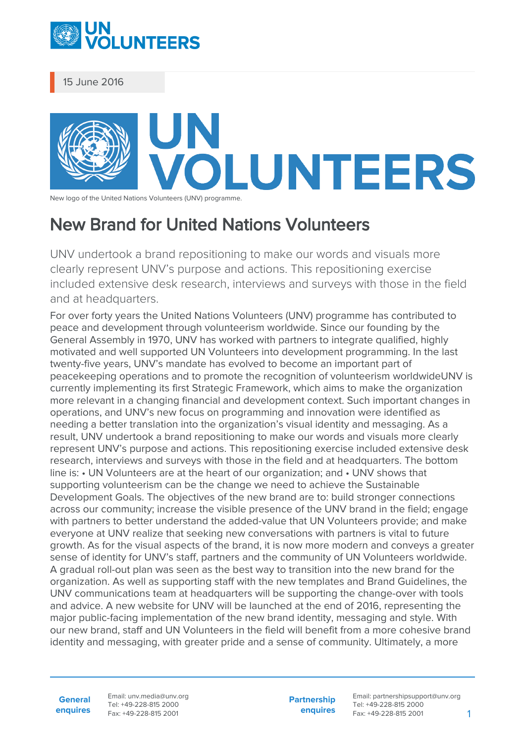15 June 2016

New logo of the United Nations Volunteers (UNV) programme.

# New Brand for United Nations Volunteers

UNV undertook a brand repositioning to make our words and visuals more clearly represent UNV's purpose and actions. This repositioning exercise included extensive desk research, interviews and surveys with those in the field and at headquarters.

For over forty years the United Nations Volunteers (UNV) programme has contributed to peace and development through volunteerism worldwide. Since our founding by the General Assembly in 1970, UNV has worked with partners to integrate qualified, highly motivated and well supported UN Volunteers into development programming. In the last twenty-five years, UNV's mandate has evolved to become an important part of peacekeeping operations and to promote the recognition of volunteerism worldwideUNV is currently implementing its first Strategic Framework, which aims to make the organization more relevant in a changing financial and development context. Such important changes in operations, and UNV's new focus on programming and innovation were identified as needing a better translation into the organization's visual identity and messaging. As a result, UNV undertook a brand repositioning to make our words and visuals more clearly represent UNV's purpose and actions. This repositioning exercise included extensive desk research, interviews and surveys with those in the field and at headquarters. The bottom line is: • UN Volunteers are at the heart of our organization; and • UNV shows that supporting volunteerism can be the change we need to achieve the Sustainable Development Goals. The objectives of the new brand are to: build stronger connections across our community; increase the visible presence of the UNV brand in the field; engage with partners to better understand the added-value that UN Volunteers provide; and make everyone at UNV realize that seeking new conversations with partners is vital to future growth. As for the visual aspects of the brand, it is now more modern and conveys a greater sense of identity for UNV's staff, partners and the community of UN Volunteers worldwide. A gradual roll-out plan was seen as the best way to transition into the new brand for the organization. As well as supporting staff with the new templates and Brand Guidelines, the UNV communications team at headquarters will be supporting the change-over with tools and advice. A new website for UNV will be launched at the end of 2016, representing the major public-facing implementation of the new brand identity, messaging and style. With our new brand, staff and UN Volunteers in the field will benefit from a more cohesive brand identity and messaging, with greater pride and a sense of community. Ultimately, a more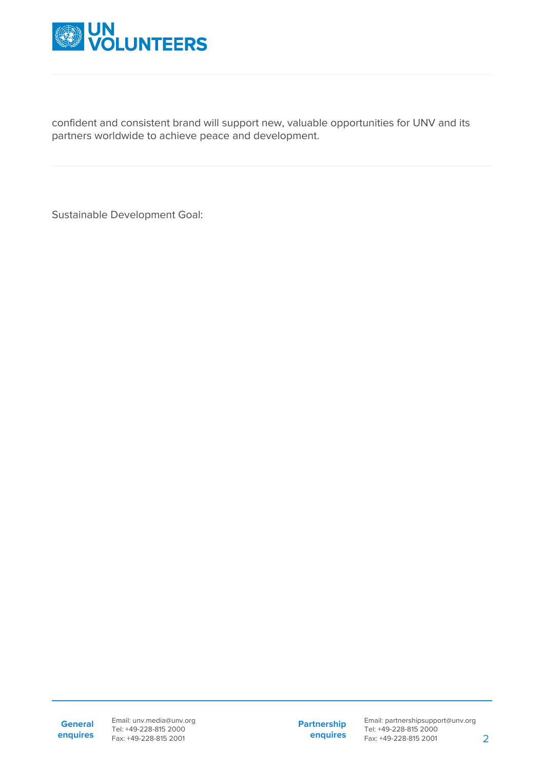confident and consistent brand will support new, valuable opportunities for UNV and its partners worldwide to achieve peace and development.

Sustainable Development Goal:

**General enquires**

Email: unv.media@unv.org
Tel: +49-228-815 2000
Fax: +49-228-815 2001

**Partnership enquires**

Email: partnershipsupport@unv.org
Tel: +49-228-815 2000
Fax: +49-228-815 2001